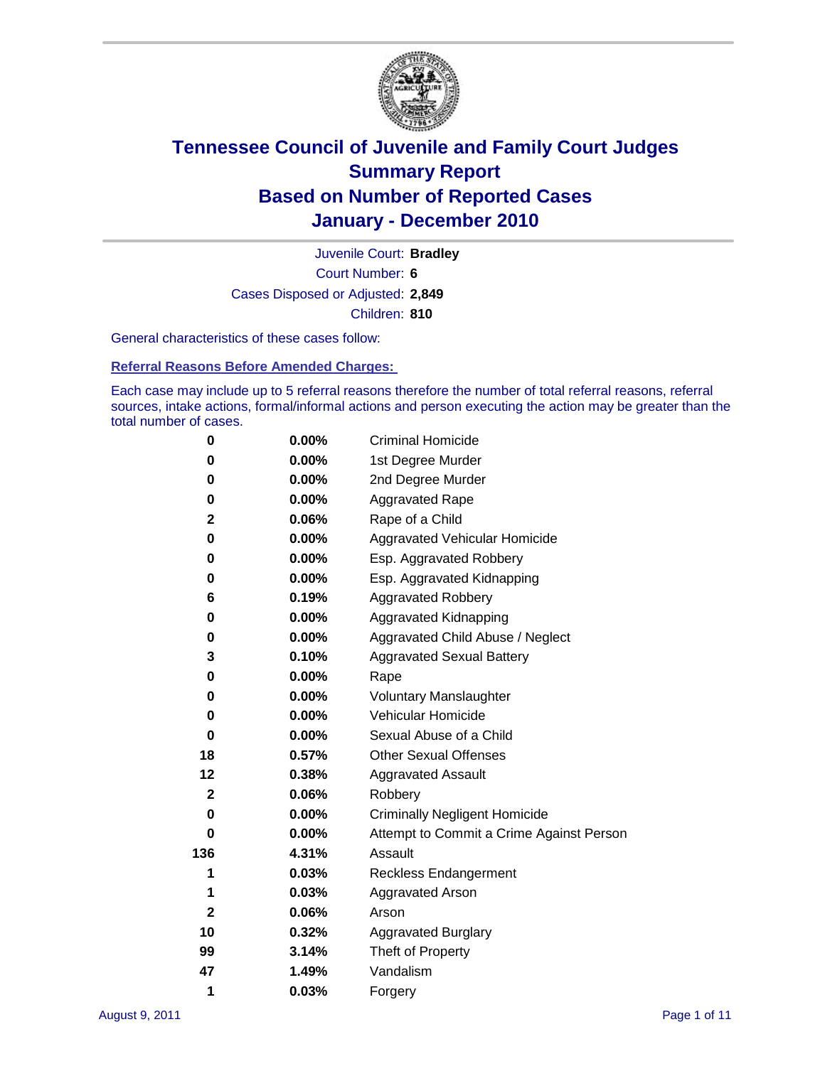# Tennessee Council of Juvenile and Family Court Judges
## Summary Report
## Based on Number of Reported Cases
## January - December 2010

Juvenile Court: **Bradley**

Court Number: **6**

Cases Disposed or Adjusted: **2,849**

Children: **810**

General characteristics of these cases follow:

### Referral Reasons Before Amended Charges:

Each case may include up to 5 referral reasons therefore the number of total referral reasons, referral sources, intake actions, formal/informal actions and person executing the action may be greater than the total number of cases.

| Count | Percent | Referral Reason |
|---|---|---|
| 0 | 0.00% | Criminal Homicide |
| 0 | 0.00% | 1st Degree Murder |
| 0 | 0.00% | 2nd Degree Murder |
| 0 | 0.00% | Aggravated Rape |
| 2 | 0.06% | Rape of a Child |
| 0 | 0.00% | Aggravated Vehicular Homicide |
| 0 | 0.00% | Esp. Aggravated Robbery |
| 0 | 0.00% | Esp. Aggravated Kidnapping |
| 6 | 0.19% | Aggravated Robbery |
| 0 | 0.00% | Aggravated Kidnapping |
| 0 | 0.00% | Aggravated Child Abuse / Neglect |
| 3 | 0.10% | Aggravated Sexual Battery |
| 0 | 0.00% | Rape |
| 0 | 0.00% | Voluntary Manslaughter |
| 0 | 0.00% | Vehicular Homicide |
| 0 | 0.00% | Sexual Abuse of a Child |
| 18 | 0.57% | Other Sexual Offenses |
| 12 | 0.38% | Aggravated Assault |
| 2 | 0.06% | Robbery |
| 0 | 0.00% | Criminally Negligent Homicide |
| 0 | 0.00% | Attempt to Commit a Crime Against Person |
| 136 | 4.31% | Assault |
| 1 | 0.03% | Reckless Endangerment |
| 1 | 0.03% | Aggravated Arson |
| 2 | 0.06% | Arson |
| 10 | 0.32% | Aggravated Burglary |
| 99 | 3.14% | Theft of Property |
| 47 | 1.49% | Vandalism |
| 1 | 0.03% | Forgery |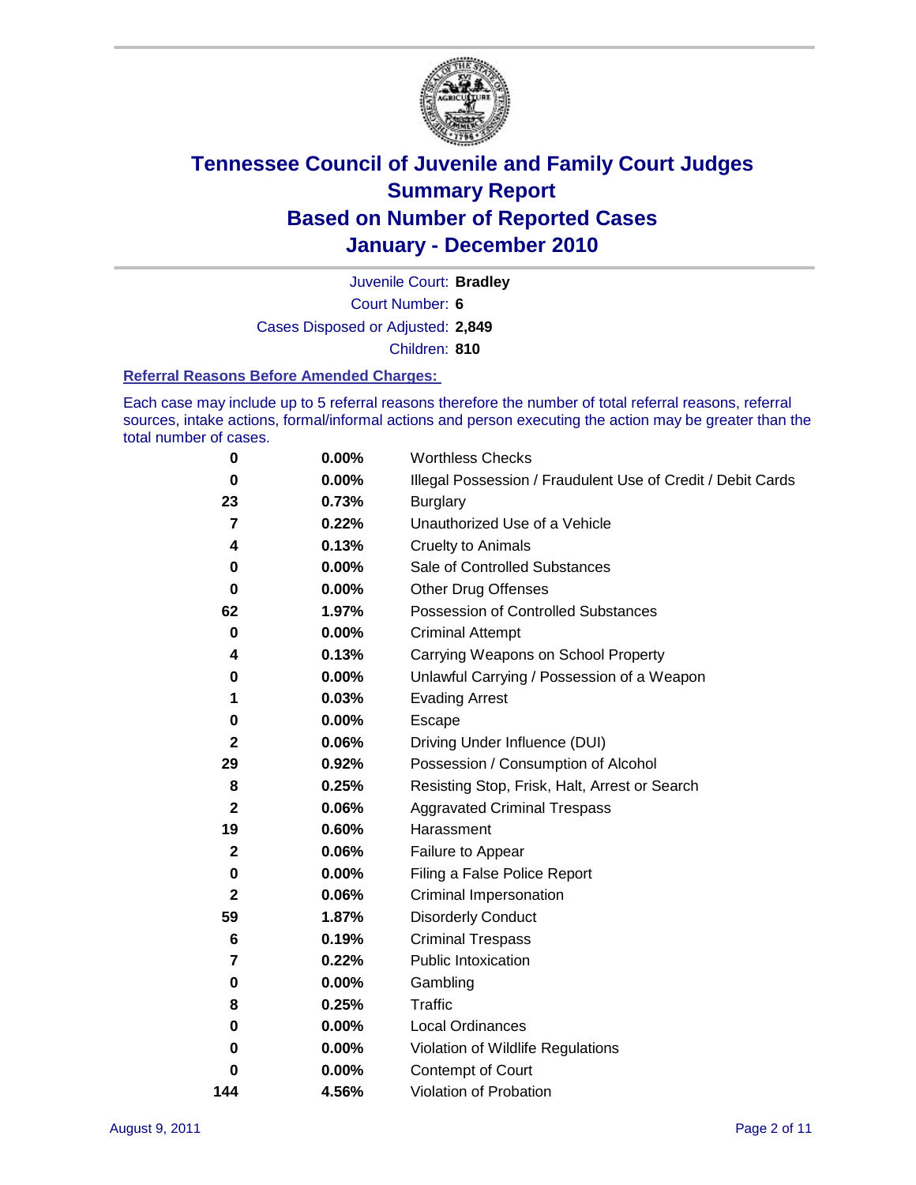# Tennessee Council of Juvenile and Family Court Judges
## Summary Report
## Based on Number of Reported Cases
## January - December 2010

Juvenile Court: **Bradley**
Court Number: **6**
Cases Disposed or Adjusted: **2,849**
Children: **810**

### Referral Reasons Before Amended Charges:

Each case may include up to 5 referral reasons therefore the number of total referral reasons, referral sources, intake actions, formal/informal actions and person executing the action may be greater than the total number of cases.

| Count | Percent | Referral Reason |
|---|---|---|
| 0 | 0.00% | Worthless Checks |
| 0 | 0.00% | Illegal Possession / Fraudulent Use of Credit / Debit Cards |
| 23 | 0.73% | Burglary |
| 7 | 0.22% | Unauthorized Use of a Vehicle |
| 4 | 0.13% | Cruelty to Animals |
| 0 | 0.00% | Sale of Controlled Substances |
| 0 | 0.00% | Other Drug Offenses |
| 62 | 1.97% | Possession of Controlled Substances |
| 0 | 0.00% | Criminal Attempt |
| 4 | 0.13% | Carrying Weapons on School Property |
| 0 | 0.00% | Unlawful Carrying / Possession of a Weapon |
| 1 | 0.03% | Evading Arrest |
| 0 | 0.00% | Escape |
| 2 | 0.06% | Driving Under Influence (DUI) |
| 29 | 0.92% | Possession / Consumption of Alcohol |
| 8 | 0.25% | Resisting Stop, Frisk, Halt, Arrest or Search |
| 2 | 0.06% | Aggravated Criminal Trespass |
| 19 | 0.60% | Harassment |
| 2 | 0.06% | Failure to Appear |
| 0 | 0.00% | Filing a False Police Report |
| 2 | 0.06% | Criminal Impersonation |
| 59 | 1.87% | Disorderly Conduct |
| 6 | 0.19% | Criminal Trespass |
| 7 | 0.22% | Public Intoxication |
| 0 | 0.00% | Gambling |
| 8 | 0.25% | Traffic |
| 0 | 0.00% | Local Ordinances |
| 0 | 0.00% | Violation of Wildlife Regulations |
| 0 | 0.00% | Contempt of Court |
| 144 | 4.56% | Violation of Probation |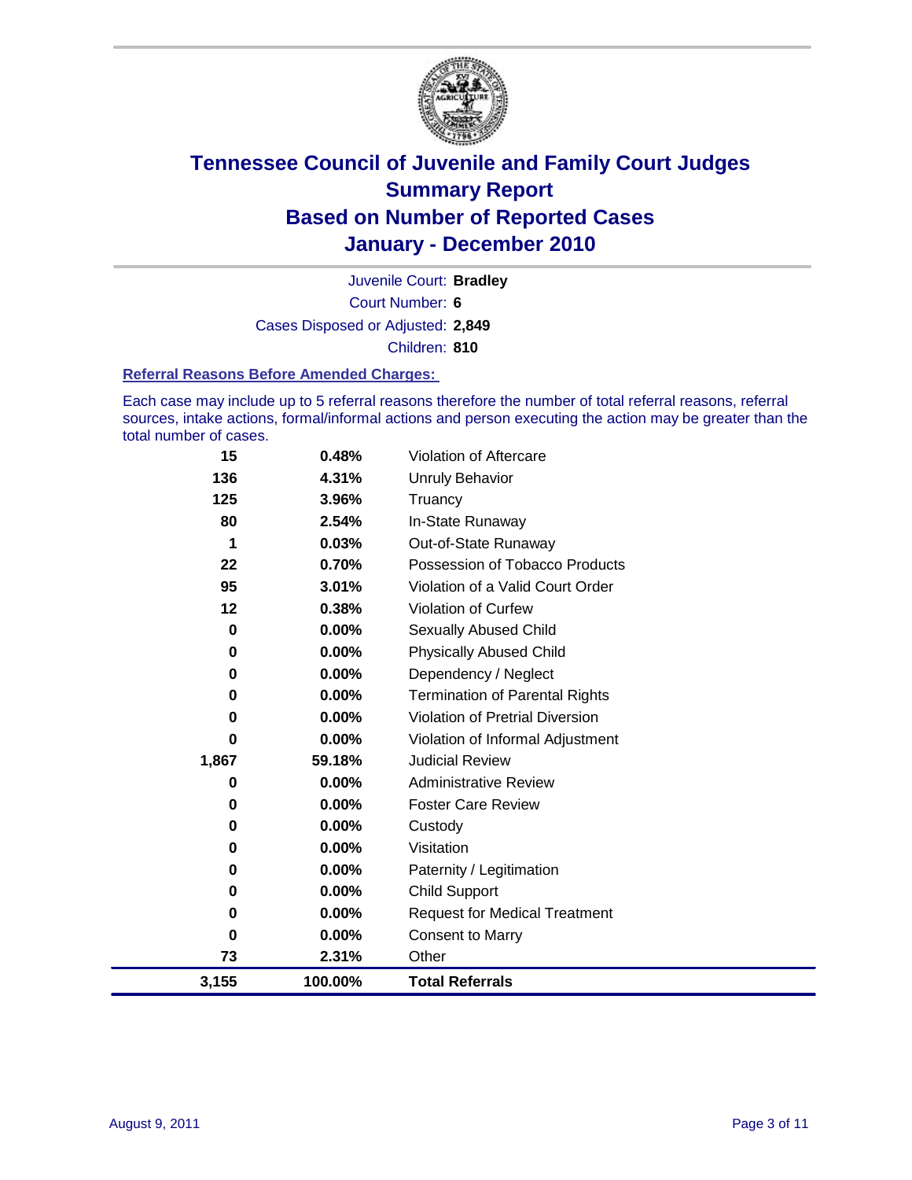# Tennessee Council of Juvenile and Family Court Judges
## Summary Report
## Based on Number of Reported Cases
## January - December 2010

Juvenile Court: **Bradley**

Court Number: **6**

Cases Disposed or Adjusted: **2,849**

Children: **810**

### Referral Reasons Before Amended Charges:

Each case may include up to 5 referral reasons therefore the number of total referral reasons, referral sources, intake actions, formal/informal actions and person executing the action may be greater than the total number of cases.

| | | |
|---|---|---|
| 15 | 0.48% | Violation of Aftercare |
| 136 | 4.31% | Unruly Behavior |
| 125 | 3.96% | Truancy |
| 80 | 2.54% | In-State Runaway |
| 1 | 0.03% | Out-of-State Runaway |
| 22 | 0.70% | Possession of Tobacco Products |
| 95 | 3.01% | Violation of a Valid Court Order |
| 12 | 0.38% | Violation of Curfew |
| 0 | 0.00% | Sexually Abused Child |
| 0 | 0.00% | Physically Abused Child |
| 0 | 0.00% | Dependency / Neglect |
| 0 | 0.00% | Termination of Parental Rights |
| 0 | 0.00% | Violation of Pretrial Diversion |
| 0 | 0.00% | Violation of Informal Adjustment |
| 1,867 | 59.18% | Judicial Review |
| 0 | 0.00% | Administrative Review |
| 0 | 0.00% | Foster Care Review |
| 0 | 0.00% | Custody |
| 0 | 0.00% | Visitation |
| 0 | 0.00% | Paternity / Legitimation |
| 0 | 0.00% | Child Support |
| 0 | 0.00% | Request for Medical Treatment |
| 0 | 0.00% | Consent to Marry |
| 73 | 2.31% | Other |
| **3,155** | **100.00%** | **Total Referrals** |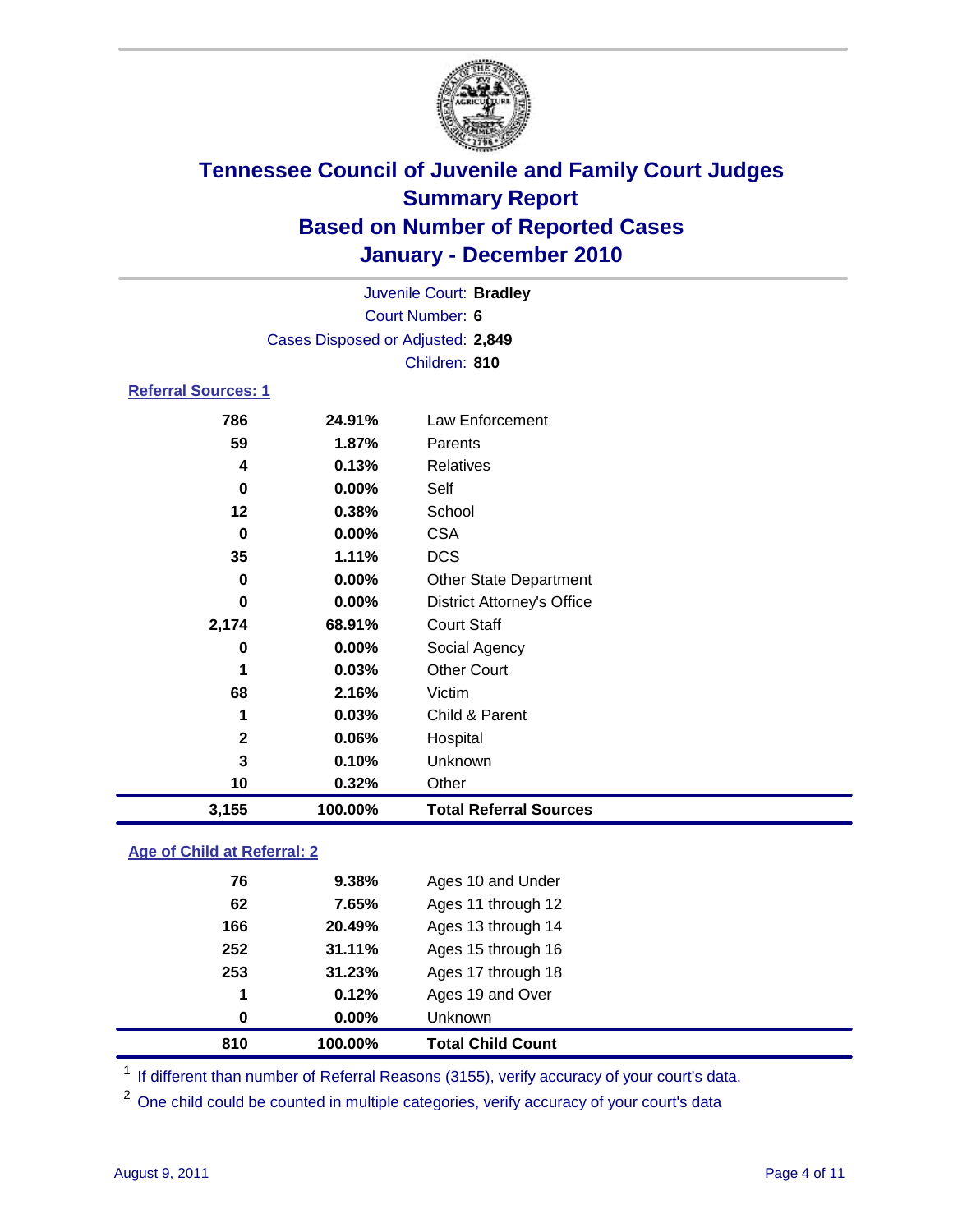# Tennessee Council of Juvenile and Family Court Judges
## Summary Report
## Based on Number of Reported Cases
## January - December 2010

Juvenile Court: **Bradley**
Court Number: **6**
Cases Disposed or Adjusted: **2,849**
Children: **810**

### Referral Sources: 1

| Count | Percent | Source |
|---|---|---|
| 786 | 24.91% | Law Enforcement |
| 59 | 1.87% | Parents |
| 4 | 0.13% | Relatives |
| 0 | 0.00% | Self |
| 12 | 0.38% | School |
| 0 | 0.00% | CSA |
| 35 | 1.11% | DCS |
| 0 | 0.00% | Other State Department |
| 0 | 0.00% | District Attorney's Office |
| 2,174 | 68.91% | Court Staff |
| 0 | 0.00% | Social Agency |
| 1 | 0.03% | Other Court |
| 68 | 2.16% | Victim |
| 1 | 0.03% | Child & Parent |
| 2 | 0.06% | Hospital |
| 3 | 0.10% | Unknown |
| 10 | 0.32% | Other |
| **3,155** | **100.00%** | **Total Referral Sources** |

### Age of Child at Referral: 2

| Count | Percent | Age |
|---|---|---|
| 76 | 9.38% | Ages 10 and Under |
| 62 | 7.65% | Ages 11 through 12 |
| 166 | 20.49% | Ages 13 through 14 |
| 252 | 31.11% | Ages 15 through 16 |
| 253 | 31.23% | Ages 17 through 18 |
| 1 | 0.12% | Ages 19 and Over |
| 0 | 0.00% | Unknown |
| **810** | **100.00%** | **Total Child Count** |

[1] If different than number of Referral Reasons (3155), verify accuracy of your court's data.

[2] One child could be counted in multiple categories, verify accuracy of your court's data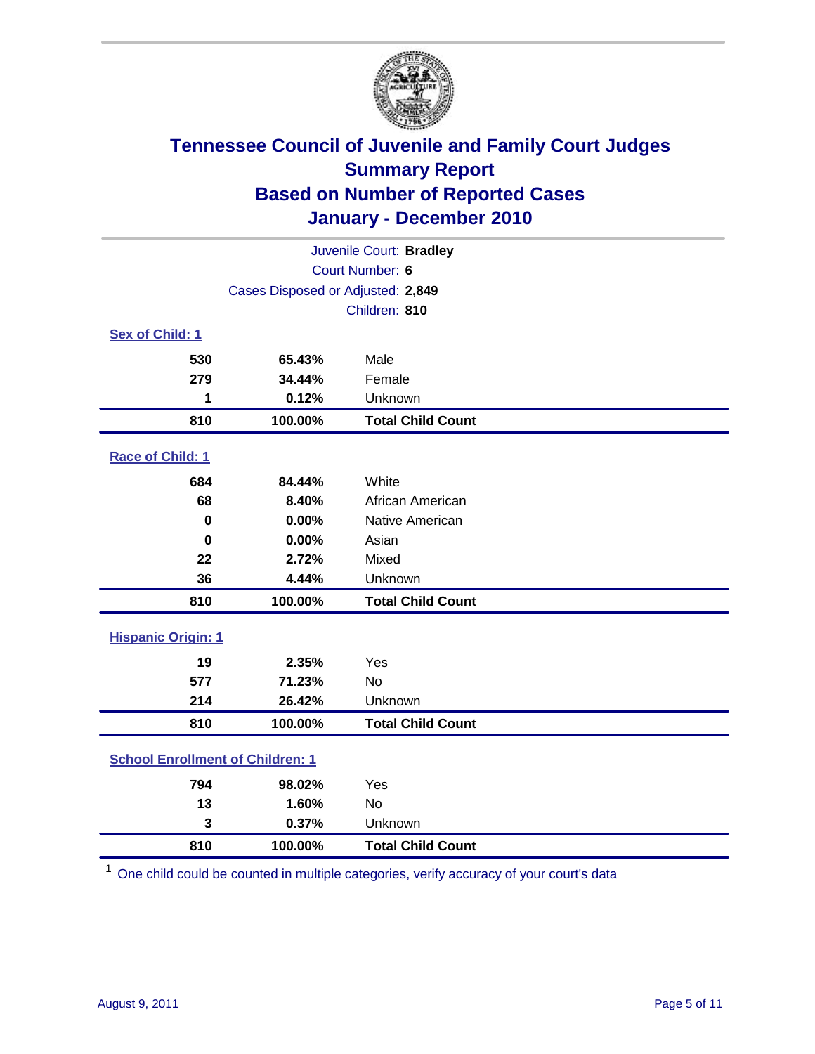# Tennessee Council of Juvenile and Family Court Judges
## Summary Report
## Based on Number of Reported Cases
## January - December 2010

Juvenile Court: **Bradley**

Court Number: **6**

Cases Disposed or Adjusted: **2,849**

Children: **810**

### Sex of Child: 1

| | | |
|---|---|---|
| 530 | 65.43% | Male |
| 279 | 34.44% | Female |
| 1 | 0.12% | Unknown |
| **810** | **100.00%** | **Total Child Count** |

### Race of Child: 1

| | | |
|---|---|---|
| 684 | 84.44% | White |
| 68 | 8.40% | African American |
| 0 | 0.00% | Native American |
| 0 | 0.00% | Asian |
| 22 | 2.72% | Mixed |
| 36 | 4.44% | Unknown |
| **810** | **100.00%** | **Total Child Count** |

### Hispanic Origin: 1

| | | |
|---|---|---|
| 19 | 2.35% | Yes |
| 577 | 71.23% | No |
| 214 | 26.42% | Unknown |
| **810** | **100.00%** | **Total Child Count** |

### School Enrollment of Children: 1

| | | |
|---|---|---|
| 794 | 98.02% | Yes |
| 13 | 1.60% | No |
| 3 | 0.37% | Unknown |
| **810** | **100.00%** | **Total Child Count** |

[1] One child could be counted in multiple categories, verify accuracy of your court's data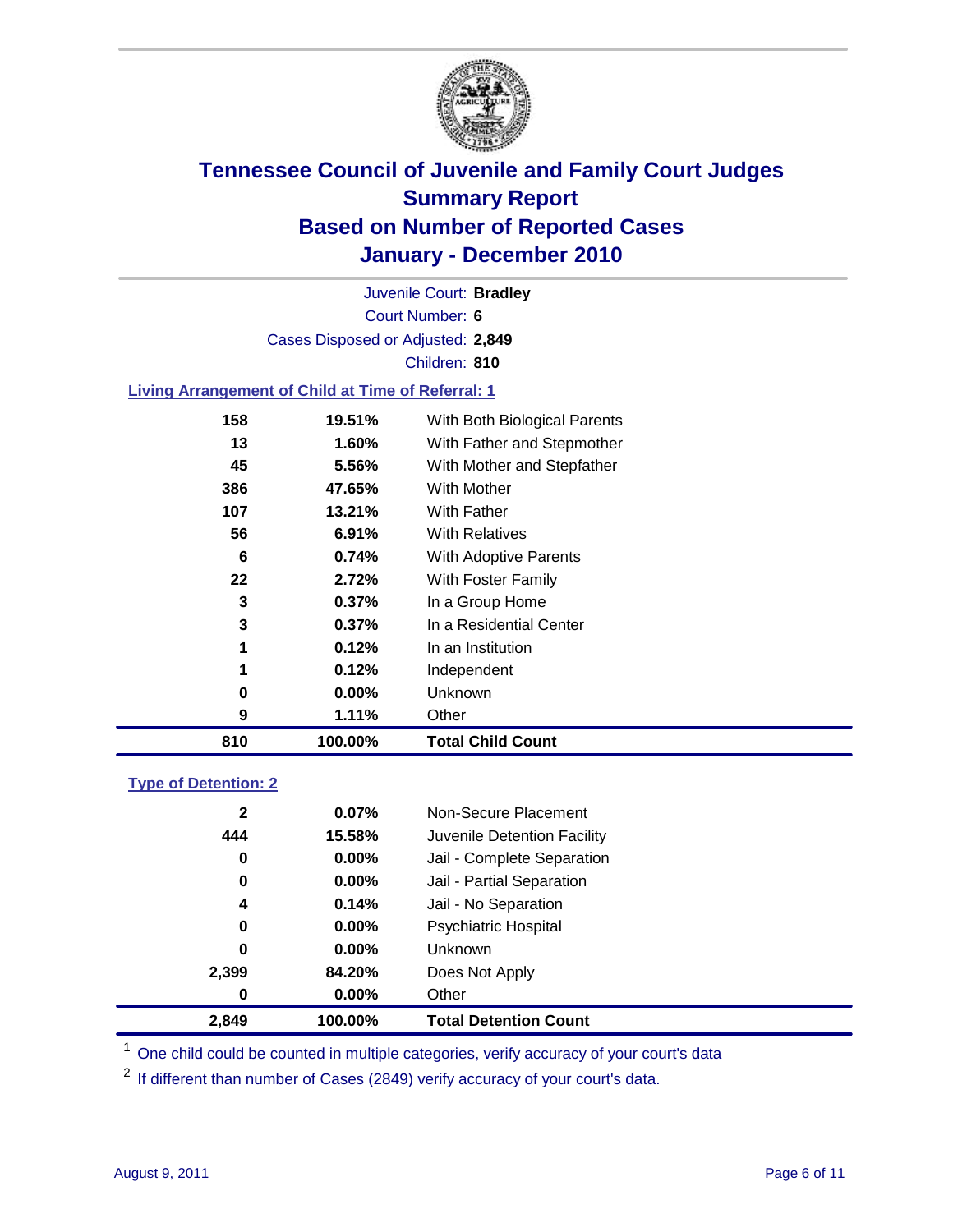# Tennessee Council of Juvenile and Family Court Judges
## Summary Report
## Based on Number of Reported Cases
## January - December 2010

Juvenile Court: **Bradley**

Court Number: **6**

Cases Disposed or Adjusted: **2,849**

Children: **810**

### Living Arrangement of Child at Time of Referral: 1

| Count | Percent | Category |
|---|---|---|
| 158 | 19.51% | With Both Biological Parents |
| 13 | 1.60% | With Father and Stepmother |
| 45 | 5.56% | With Mother and Stepfather |
| 386 | 47.65% | With Mother |
| 107 | 13.21% | With Father |
| 56 | 6.91% | With Relatives |
| 6 | 0.74% | With Adoptive Parents |
| 22 | 2.72% | With Foster Family |
| 3 | 0.37% | In a Group Home |
| 3 | 0.37% | In a Residential Center |
| 1 | 0.12% | In an Institution |
| 1 | 0.12% | Independent |
| 0 | 0.00% | Unknown |
| 9 | 1.11% | Other |
| **810** | **100.00%** | **Total Child Count** |

### Type of Detention: 2

| Count | Percent | Category |
|---|---|---|
| 2 | 0.07% | Non-Secure Placement |
| 444 | 15.58% | Juvenile Detention Facility |
| 0 | 0.00% | Jail - Complete Separation |
| 0 | 0.00% | Jail - Partial Separation |
| 4 | 0.14% | Jail - No Separation |
| 0 | 0.00% | Psychiatric Hospital |
| 0 | 0.00% | Unknown |
| 2,399 | 84.20% | Does Not Apply |
| 0 | 0.00% | Other |
| **2,849** | **100.00%** | **Total Detention Count** |

[1] One child could be counted in multiple categories, verify accuracy of your court's data

[2] If different than number of Cases (2849) verify accuracy of your court's data.

August 9, 2011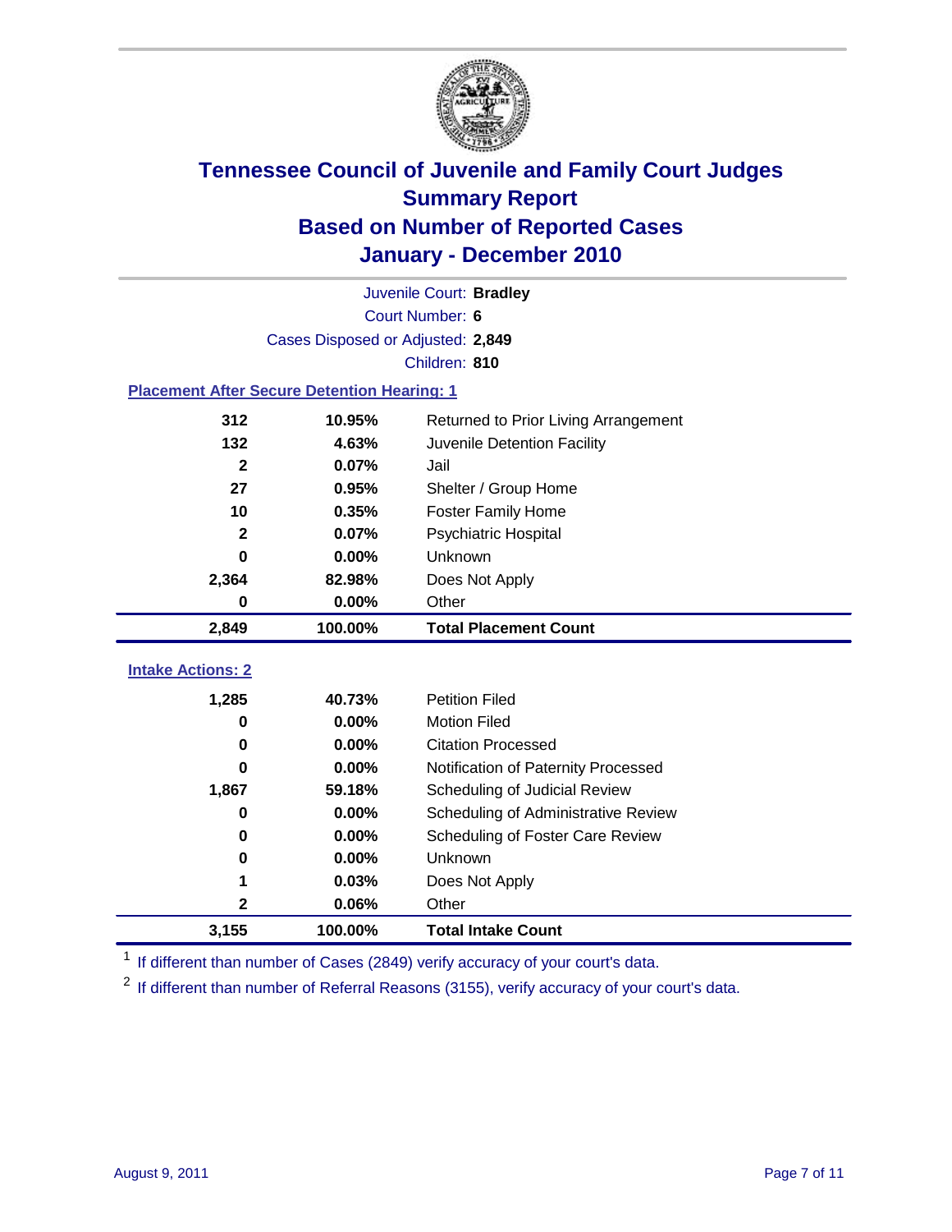# Tennessee Council of Juvenile and Family Court Judges
## Summary Report
## Based on Number of Reported Cases
## January - December 2010

Juvenile Court: **Bradley**
Court Number: **6**
Cases Disposed or Adjusted: **2,849**
Children: **810**

### Placement After Secure Detention Hearing: 1

| Count | Percent | Placement |
|---|---|---|
| 312 | 10.95% | Returned to Prior Living Arrangement |
| 132 | 4.63% | Juvenile Detention Facility |
| 2 | 0.07% | Jail |
| 27 | 0.95% | Shelter / Group Home |
| 10 | 0.35% | Foster Family Home |
| 2 | 0.07% | Psychiatric Hospital |
| 0 | 0.00% | Unknown |
| 2,364 | 82.98% | Does Not Apply |
| 0 | 0.00% | Other |
| **2,849** | **100.00%** | **Total Placement Count** |

### Intake Actions: 2

| Count | Percent | Intake Action |
|---|---|---|
| 1,285 | 40.73% | Petition Filed |
| 0 | 0.00% | Motion Filed |
| 0 | 0.00% | Citation Processed |
| 0 | 0.00% | Notification of Paternity Processed |
| 1,867 | 59.18% | Scheduling of Judicial Review |
| 0 | 0.00% | Scheduling of Administrative Review |
| 0 | 0.00% | Scheduling of Foster Care Review |
| 0 | 0.00% | Unknown |
| 1 | 0.03% | Does Not Apply |
| 2 | 0.06% | Other |
| **3,155** | **100.00%** | **Total Intake Count** |

[1] If different than number of Cases (2849) verify accuracy of your court's data.

[2] If different than number of Referral Reasons (3155), verify accuracy of your court's data.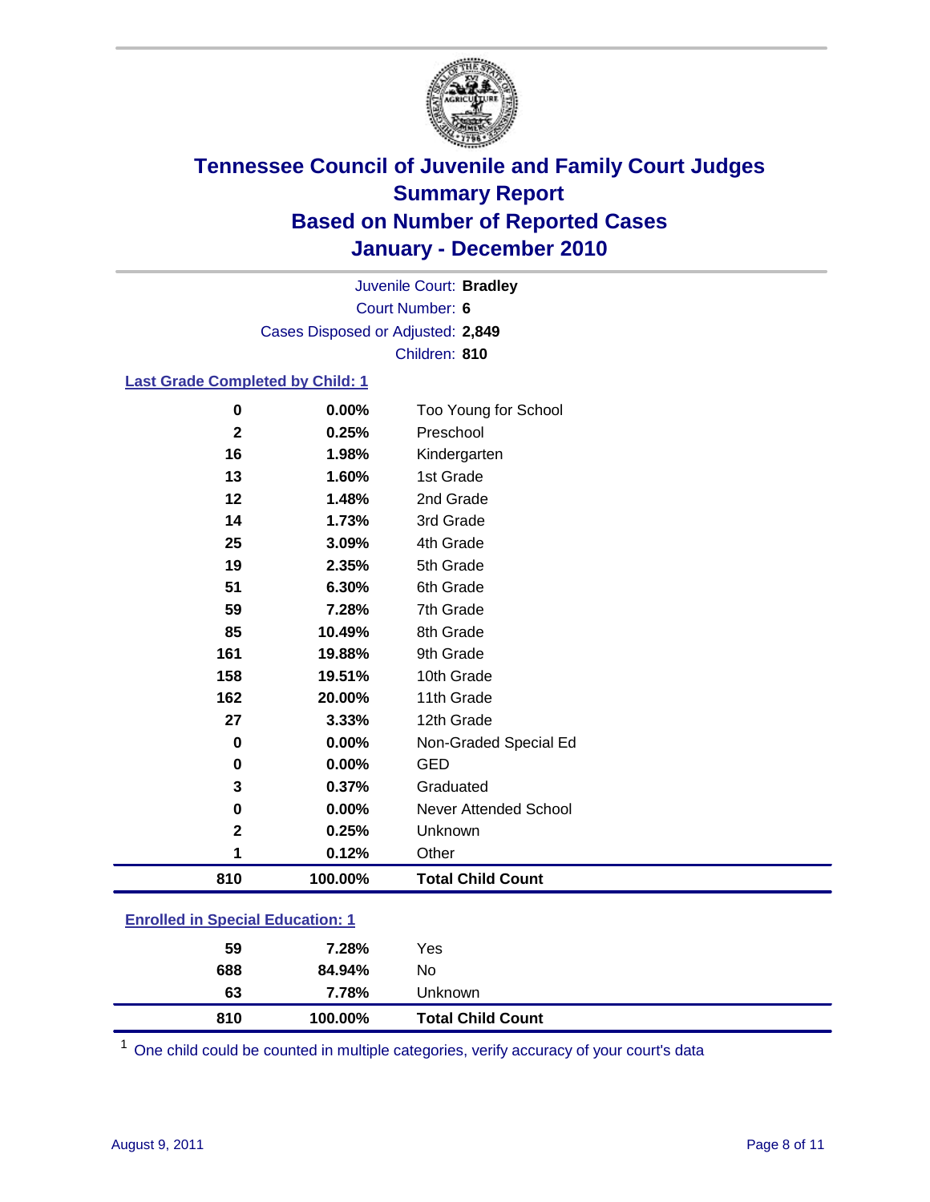# Tennessee Council of Juvenile and Family Court Judges
## Summary Report
## Based on Number of Reported Cases
## January - December 2010

Juvenile Court: **Bradley**
Court Number: **6**
Cases Disposed or Adjusted: **2,849**
Children: **810**

### Last Grade Completed by Child: 1

| Count | Percent | Category |
|---|---|---|
| 0 | 0.00% | Too Young for School |
| 2 | 0.25% | Preschool |
| 16 | 1.98% | Kindergarten |
| 13 | 1.60% | 1st Grade |
| 12 | 1.48% | 2nd Grade |
| 14 | 1.73% | 3rd Grade |
| 25 | 3.09% | 4th Grade |
| 19 | 2.35% | 5th Grade |
| 51 | 6.30% | 6th Grade |
| 59 | 7.28% | 7th Grade |
| 85 | 10.49% | 8th Grade |
| 161 | 19.88% | 9th Grade |
| 158 | 19.51% | 10th Grade |
| 162 | 20.00% | 11th Grade |
| 27 | 3.33% | 12th Grade |
| 0 | 0.00% | Non-Graded Special Ed |
| 0 | 0.00% | GED |
| 3 | 0.37% | Graduated |
| 0 | 0.00% | Never Attended School |
| 2 | 0.25% | Unknown |
| 1 | 0.12% | Other |
| **810** | **100.00%** | **Total Child Count** |

### Enrolled in Special Education: 1

| Count | Percent | Category |
|---|---|---|
| 59 | 7.28% | Yes |
| 688 | 84.94% | No |
| 63 | 7.78% | Unknown |
| **810** | **100.00%** | **Total Child Count** |

[1] One child could be counted in multiple categories, verify accuracy of your court's data

August 9, 2011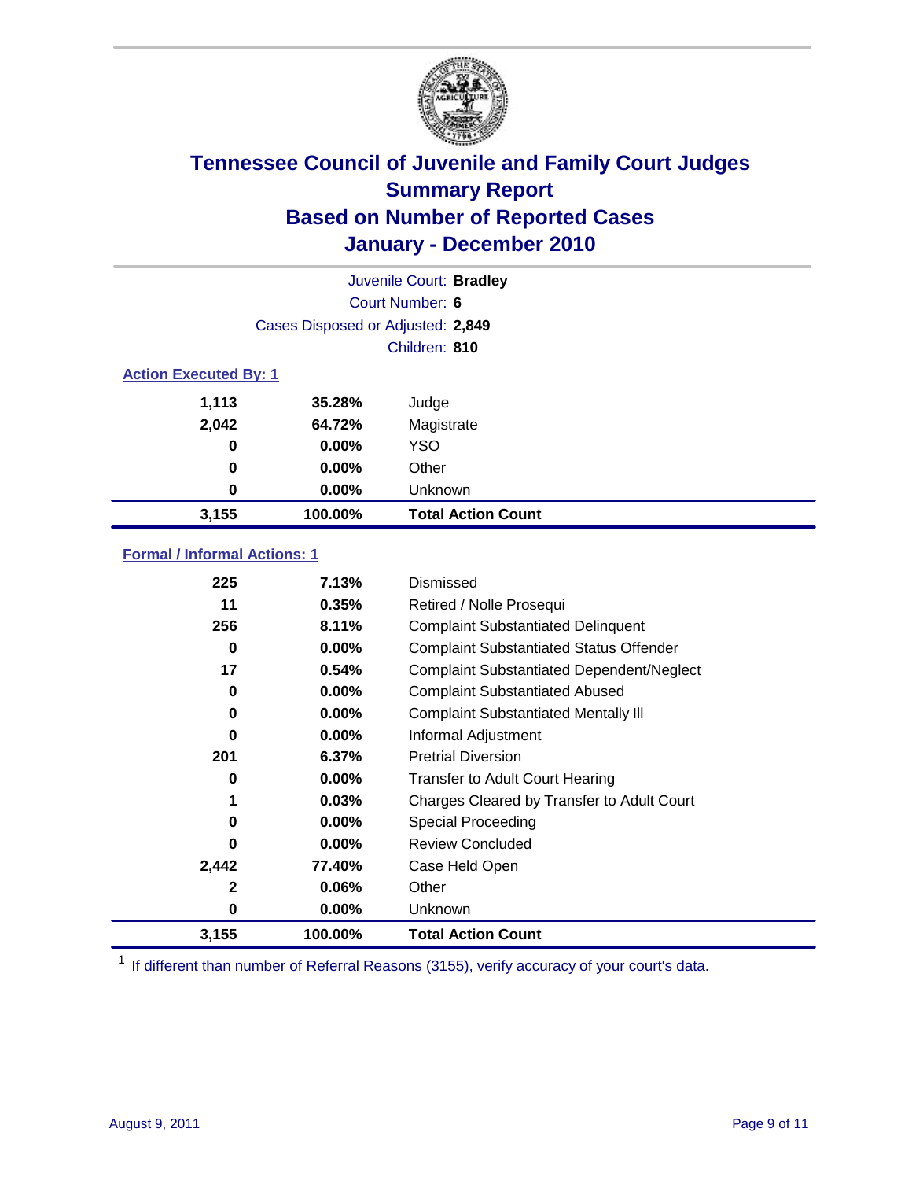# Tennessee Council of Juvenile and Family Court Judges
## Summary Report
## Based on Number of Reported Cases
## January - December 2010

Juvenile Court: **Bradley**

Court Number: **6**

Cases Disposed or Adjusted: **2,849**

Children: **810**

### Action Executed By: 1

| | | |
|---|---|---|
| **1,113** | **35.28%** | Judge |
| **2,042** | **64.72%** | Magistrate |
| **0** | **0.00%** | YSO |
| **0** | **0.00%** | Other |
| **0** | **0.00%** | Unknown |
| **3,155** | **100.00%** | **Total Action Count** |

### Formal / Informal Actions: 1

| | | |
|---|---|---|
| **225** | **7.13%** | Dismissed |
| **11** | **0.35%** | Retired / Nolle Prosequi |
| **256** | **8.11%** | Complaint Substantiated Delinquent |
| **0** | **0.00%** | Complaint Substantiated Status Offender |
| **17** | **0.54%** | Complaint Substantiated Dependent/Neglect |
| **0** | **0.00%** | Complaint Substantiated Abused |
| **0** | **0.00%** | Complaint Substantiated Mentally Ill |
| **0** | **0.00%** | Informal Adjustment |
| **201** | **6.37%** | Pretrial Diversion |
| **0** | **0.00%** | Transfer to Adult Court Hearing |
| **1** | **0.03%** | Charges Cleared by Transfer to Adult Court |
| **0** | **0.00%** | Special Proceeding |
| **0** | **0.00%** | Review Concluded |
| **2,442** | **77.40%** | Case Held Open |
| **2** | **0.06%** | Other |
| **0** | **0.00%** | Unknown |
| **3,155** | **100.00%** | **Total Action Count** |

[1] If different than number of Referral Reasons (3155), verify accuracy of your court's data.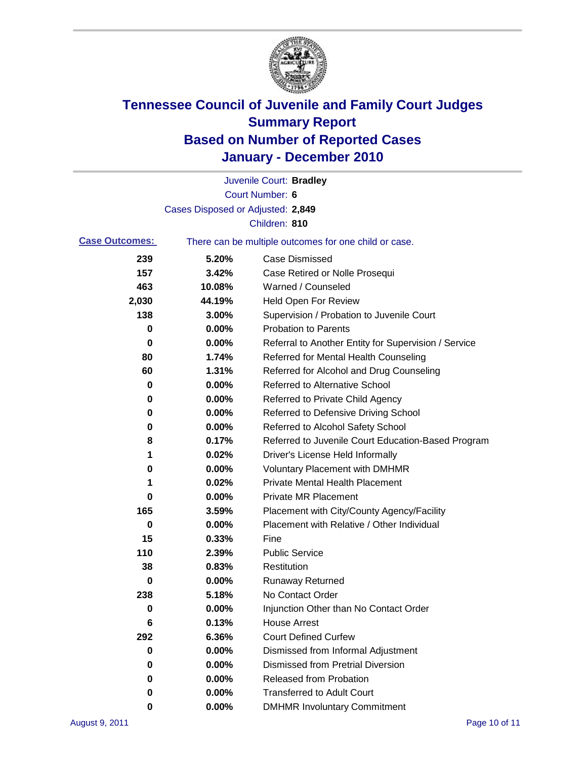# Tennessee Council of Juvenile and Family Court Judges
## Summary Report
## Based on Number of Reported Cases
## January - December 2010

Juvenile Court: **Bradley**

Court Number: **6**

Cases Disposed or Adjusted: **2,849**

Children: **810**

**Case Outcomes:** There can be multiple outcomes for one child or case.

| Count | Percent | Outcome |
|---|---|---|
| 239 | 5.20% | Case Dismissed |
| 157 | 3.42% | Case Retired or Nolle Prosequi |
| 463 | 10.08% | Warned / Counseled |
| 2,030 | 44.19% | Held Open For Review |
| 138 | 3.00% | Supervision / Probation to Juvenile Court |
| 0 | 0.00% | Probation to Parents |
| 0 | 0.00% | Referral to Another Entity for Supervision / Service |
| 80 | 1.74% | Referred for Mental Health Counseling |
| 60 | 1.31% | Referred for Alcohol and Drug Counseling |
| 0 | 0.00% | Referred to Alternative School |
| 0 | 0.00% | Referred to Private Child Agency |
| 0 | 0.00% | Referred to Defensive Driving School |
| 0 | 0.00% | Referred to Alcohol Safety School |
| 8 | 0.17% | Referred to Juvenile Court Education-Based Program |
| 1 | 0.02% | Driver's License Held Informally |
| 0 | 0.00% | Voluntary Placement with DMHMR |
| 1 | 0.02% | Private Mental Health Placement |
| 0 | 0.00% | Private MR Placement |
| 165 | 3.59% | Placement with City/County Agency/Facility |
| 0 | 0.00% | Placement with Relative / Other Individual |
| 15 | 0.33% | Fine |
| 110 | 2.39% | Public Service |
| 38 | 0.83% | Restitution |
| 0 | 0.00% | Runaway Returned |
| 238 | 5.18% | No Contact Order |
| 0 | 0.00% | Injunction Other than No Contact Order |
| 6 | 0.13% | House Arrest |
| 292 | 6.36% | Court Defined Curfew |
| 0 | 0.00% | Dismissed from Informal Adjustment |
| 0 | 0.00% | Dismissed from Pretrial Diversion |
| 0 | 0.00% | Released from Probation |
| 0 | 0.00% | Transferred to Adult Court |
| 0 | 0.00% | DMHMR Involuntary Commitment |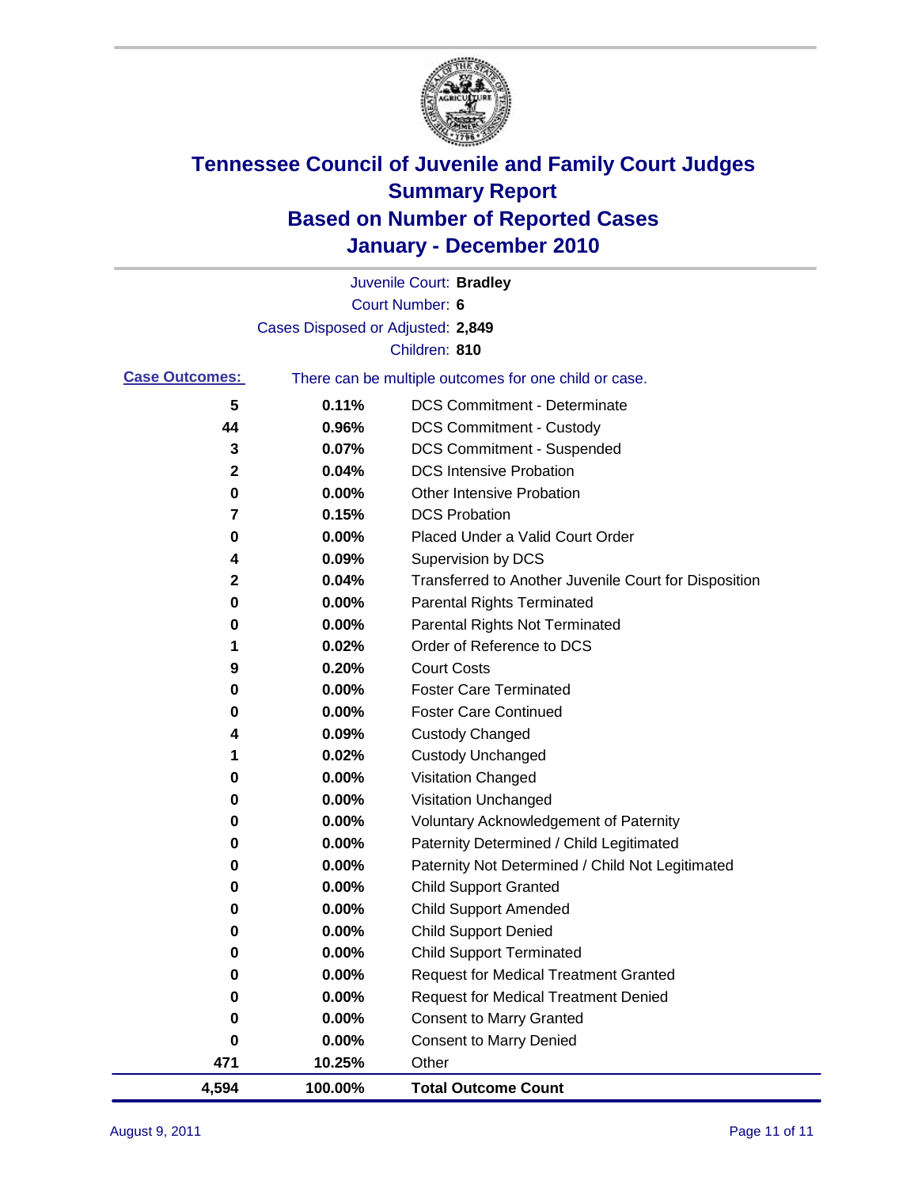# Tennessee Council of Juvenile and Family Court Judges
## Summary Report
## Based on Number of Reported Cases
## January - December 2010

Juvenile Court: **Bradley**

Court Number: **6**

Cases Disposed or Adjusted: **2,849**

Children: **810**

**Case Outcomes:** There can be multiple outcomes for one child or case.

| | | |
|---|---|---|
| 5 | 0.11% | DCS Commitment - Determinate |
| 44 | 0.96% | DCS Commitment - Custody |
| 3 | 0.07% | DCS Commitment - Suspended |
| 2 | 0.04% | DCS Intensive Probation |
| 0 | 0.00% | Other Intensive Probation |
| 7 | 0.15% | DCS Probation |
| 0 | 0.00% | Placed Under a Valid Court Order |
| 4 | 0.09% | Supervision by DCS |
| 2 | 0.04% | Transferred to Another Juvenile Court for Disposition |
| 0 | 0.00% | Parental Rights Terminated |
| 0 | 0.00% | Parental Rights Not Terminated |
| 1 | 0.02% | Order of Reference to DCS |
| 9 | 0.20% | Court Costs |
| 0 | 0.00% | Foster Care Terminated |
| 0 | 0.00% | Foster Care Continued |
| 4 | 0.09% | Custody Changed |
| 1 | 0.02% | Custody Unchanged |
| 0 | 0.00% | Visitation Changed |
| 0 | 0.00% | Visitation Unchanged |
| 0 | 0.00% | Voluntary Acknowledgement of Paternity |
| 0 | 0.00% | Paternity Determined / Child Legitimated |
| 0 | 0.00% | Paternity Not Determined / Child Not Legitimated |
| 0 | 0.00% | Child Support Granted |
| 0 | 0.00% | Child Support Amended |
| 0 | 0.00% | Child Support Denied |
| 0 | 0.00% | Child Support Terminated |
| 0 | 0.00% | Request for Medical Treatment Granted |
| 0 | 0.00% | Request for Medical Treatment Denied |
| 0 | 0.00% | Consent to Marry Granted |
| 0 | 0.00% | Consent to Marry Denied |
| 471 | 10.25% | Other |
| **4,594** | **100.00%** | **Total Outcome Count** |